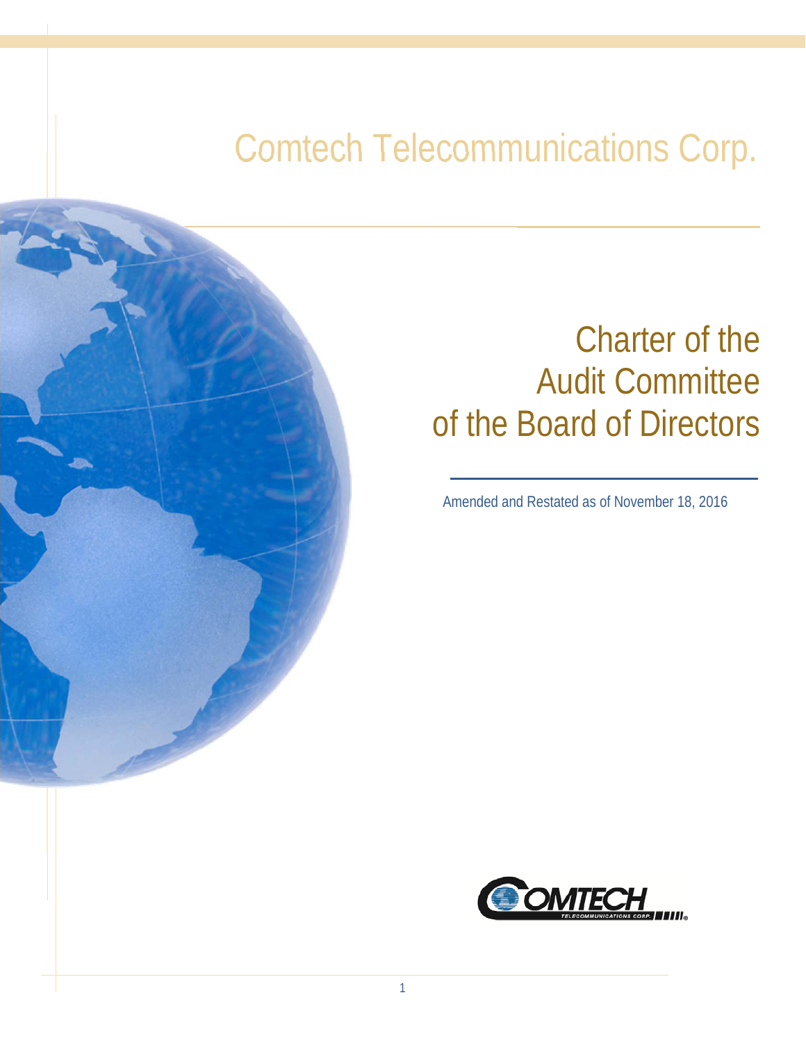# Comtech Telecommunications Corp.

# Charter of the Audit Committee of the Board of Directors

Amended and Restated as of November 18, 2016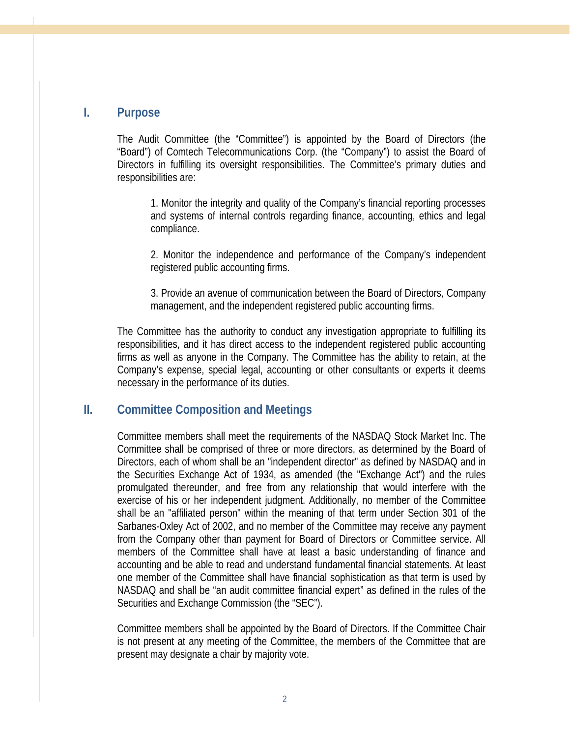## I. Purpose

The Audit Committee (the "Committee") is appointed by the Board of Directors (the "Board") of Comtech Telecommunications Corp. (the "Company") to assist the Board of Directors in fulfilling its oversight responsibilities. The Committee's primary duties and responsibilities are:

1. Monitor the integrity and quality of the Company's financial reporting processes and systems of internal controls regarding finance, accounting, ethics and legal compliance.

2. Monitor the independence and performance of the Company's independent registered public accounting firms.

3. Provide an avenue of communication between the Board of Directors, Company management, and the independent registered public accounting firms.

The Committee has the authority to conduct any investigation appropriate to fulfilling its responsibilities, and it has direct access to the independent registered public accounting firms as well as anyone in the Company. The Committee has the ability to retain, at the Company's expense, special legal, accounting or other consultants or experts it deems necessary in the performance of its duties.

## II. Committee Composition and Meetings

Committee members shall meet the requirements of the NASDAQ Stock Market Inc. The Committee shall be comprised of three or more directors, as determined by the Board of Directors, each of whom shall be an "independent director" as defined by NASDAQ and in the Securities Exchange Act of 1934, as amended (the "Exchange Act") and the rules promulgated thereunder, and free from any relationship that would interfere with the exercise of his or her independent judgment. Additionally, no member of the Committee shall be an "affiliated person" within the meaning of that term under Section 301 of the Sarbanes-Oxley Act of 2002, and no member of the Committee may receive any payment from the Company other than payment for Board of Directors or Committee service. All members of the Committee shall have at least a basic understanding of finance and accounting and be able to read and understand fundamental financial statements. At least one member of the Committee shall have financial sophistication as that term is used by NASDAQ and shall be "an audit committee financial expert" as defined in the rules of the Securities and Exchange Commission (the "SEC").

Committee members shall be appointed by the Board of Directors. If the Committee Chair is not present at any meeting of the Committee, the members of the Committee that are present may designate a chair by majority vote.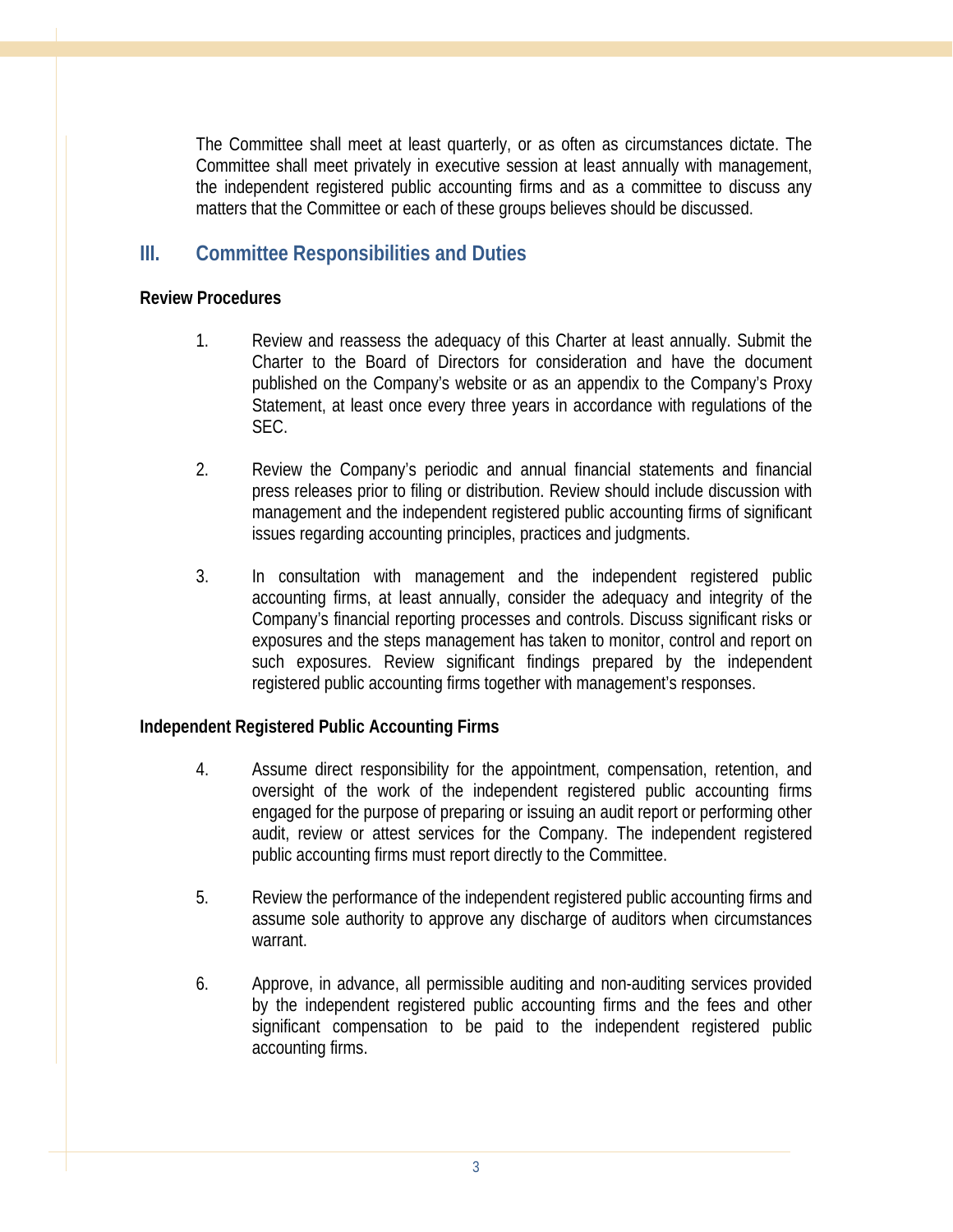The Committee shall meet at least quarterly, or as often as circumstances dictate. The Committee shall meet privately in executive session at least annually with management, the independent registered public accounting firms and as a committee to discuss any matters that the Committee or each of these groups believes should be discussed.

## III. Committee Responsibilities and Duties

**Review Procedures**

1. Review and reassess the adequacy of this Charter at least annually. Submit the Charter to the Board of Directors for consideration and have the document published on the Company's website or as an appendix to the Company's Proxy Statement, at least once every three years in accordance with regulations of the SEC.

2. Review the Company's periodic and annual financial statements and financial press releases prior to filing or distribution. Review should include discussion with management and the independent registered public accounting firms of significant issues regarding accounting principles, practices and judgments.

3. In consultation with management and the independent registered public accounting firms, at least annually, consider the adequacy and integrity of the Company's financial reporting processes and controls. Discuss significant risks or exposures and the steps management has taken to monitor, control and report on such exposures. Review significant findings prepared by the independent registered public accounting firms together with management's responses.

**Independent Registered Public Accounting Firms**

4. Assume direct responsibility for the appointment, compensation, retention, and oversight of the work of the independent registered public accounting firms engaged for the purpose of preparing or issuing an audit report or performing other audit, review or attest services for the Company. The independent registered public accounting firms must report directly to the Committee.

5. Review the performance of the independent registered public accounting firms and assume sole authority to approve any discharge of auditors when circumstances warrant.

6. Approve, in advance, all permissible auditing and non-auditing services provided by the independent registered public accounting firms and the fees and other significant compensation to be paid to the independent registered public accounting firms.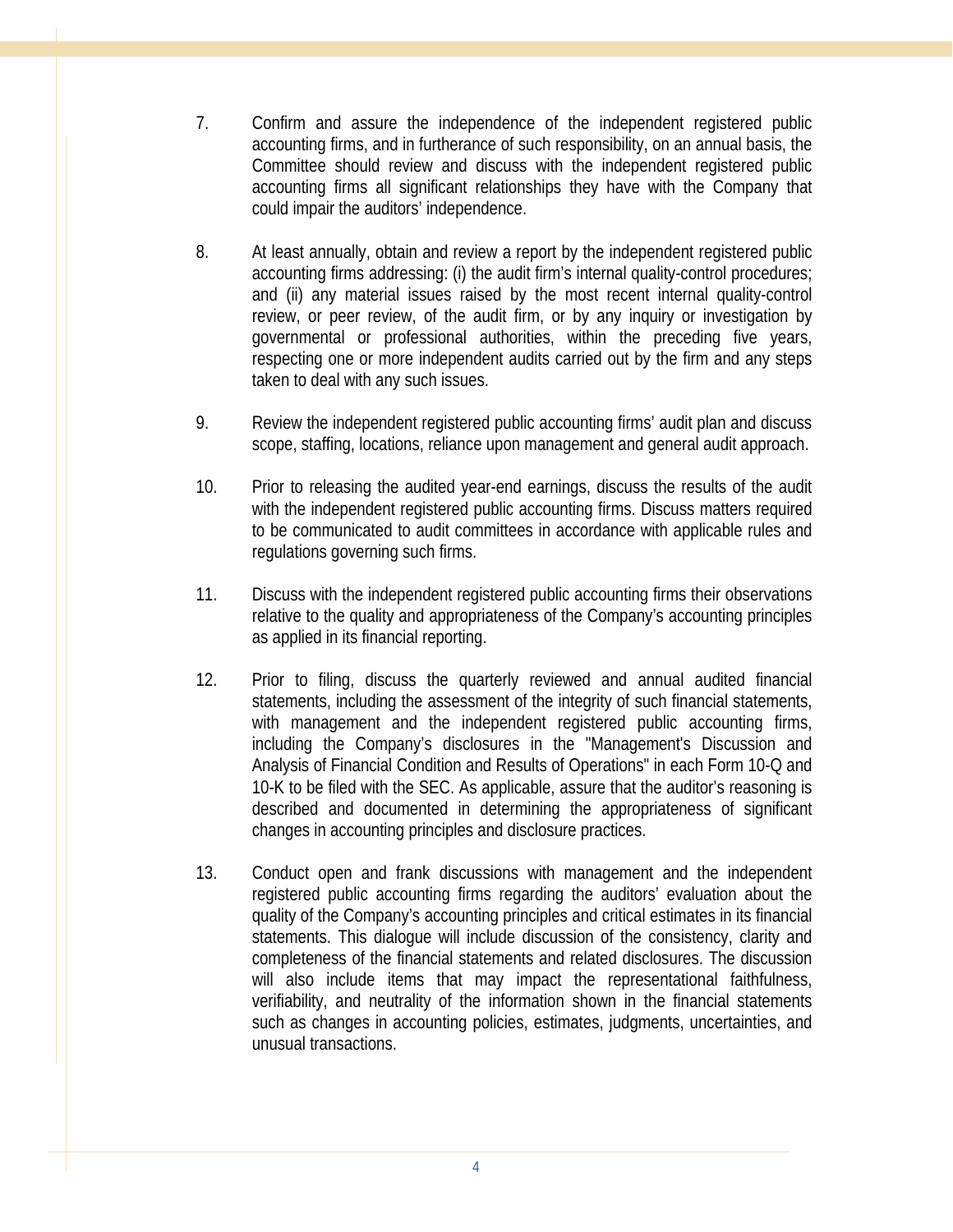7. Confirm and assure the independence of the independent registered public accounting firms, and in furtherance of such responsibility, on an annual basis, the Committee should review and discuss with the independent registered public accounting firms all significant relationships they have with the Company that could impair the auditors' independence.

8. At least annually, obtain and review a report by the independent registered public accounting firms addressing: (i) the audit firm's internal quality-control procedures; and (ii) any material issues raised by the most recent internal quality-control review, or peer review, of the audit firm, or by any inquiry or investigation by governmental or professional authorities, within the preceding five years, respecting one or more independent audits carried out by the firm and any steps taken to deal with any such issues.

9. Review the independent registered public accounting firms' audit plan and discuss scope, staffing, locations, reliance upon management and general audit approach.

10. Prior to releasing the audited year-end earnings, discuss the results of the audit with the independent registered public accounting firms. Discuss matters required to be communicated to audit committees in accordance with applicable rules and regulations governing such firms.

11. Discuss with the independent registered public accounting firms their observations relative to the quality and appropriateness of the Company's accounting principles as applied in its financial reporting.

12. Prior to filing, discuss the quarterly reviewed and annual audited financial statements, including the assessment of the integrity of such financial statements, with management and the independent registered public accounting firms, including the Company's disclosures in the "Management's Discussion and Analysis of Financial Condition and Results of Operations" in each Form 10-Q and 10-K to be filed with the SEC. As applicable, assure that the auditor's reasoning is described and documented in determining the appropriateness of significant changes in accounting principles and disclosure practices.

13. Conduct open and frank discussions with management and the independent registered public accounting firms regarding the auditors' evaluation about the quality of the Company's accounting principles and critical estimates in its financial statements. This dialogue will include discussion of the consistency, clarity and completeness of the financial statements and related disclosures. The discussion will also include items that may impact the representational faithfulness, verifiability, and neutrality of the information shown in the financial statements such as changes in accounting policies, estimates, judgments, uncertainties, and unusual transactions.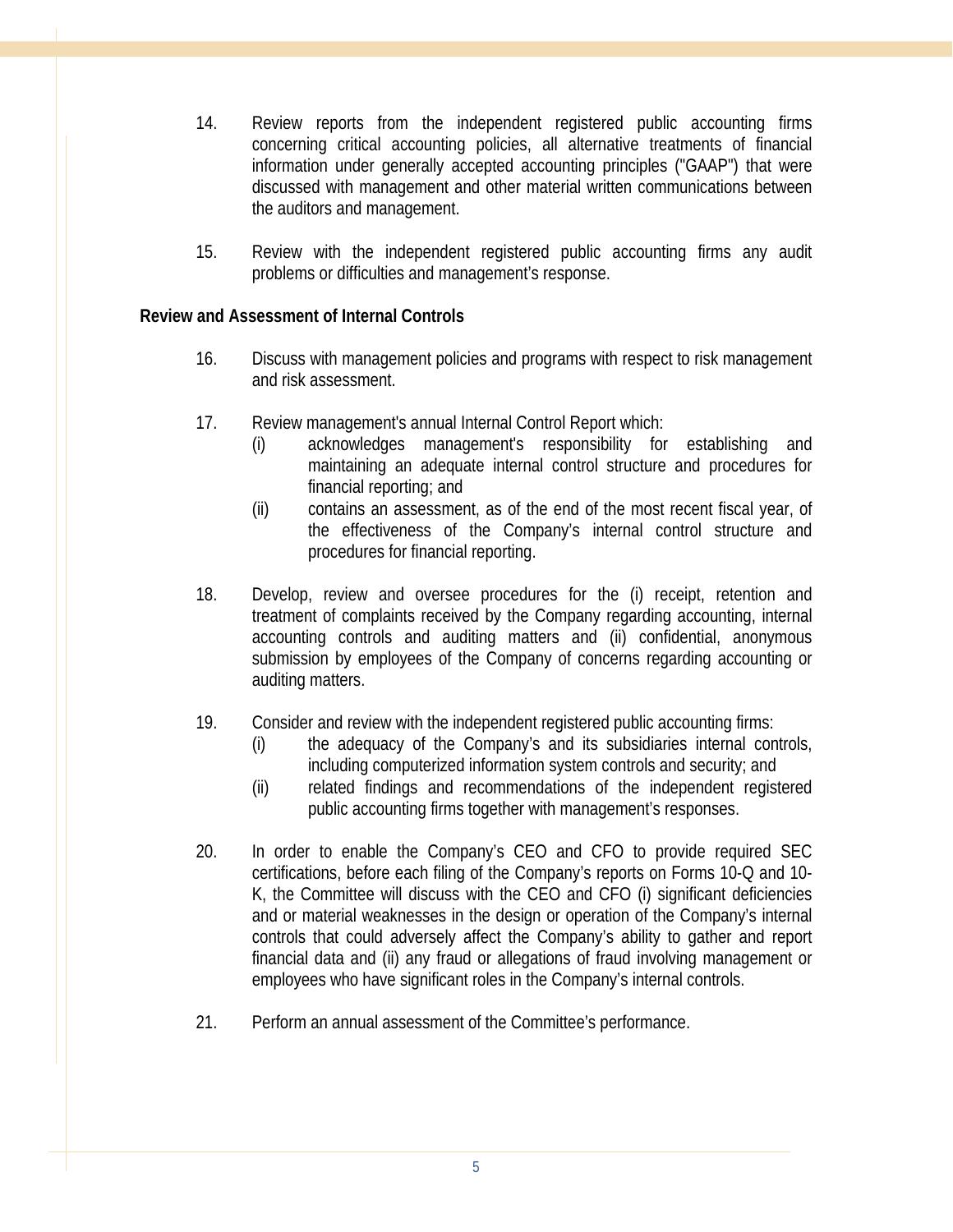14. Review reports from the independent registered public accounting firms concerning critical accounting policies, all alternative treatments of financial information under generally accepted accounting principles ("GAAP") that were discussed with management and other material written communications between the auditors and management.

15. Review with the independent registered public accounting firms any audit problems or difficulties and management's response.

**Review and Assessment of Internal Controls**

16. Discuss with management policies and programs with respect to risk management and risk assessment.

17. Review management's annual Internal Control Report which:
    - (i) acknowledges management's responsibility for establishing and maintaining an adequate internal control structure and procedures for financial reporting; and
    - (ii) contains an assessment, as of the end of the most recent fiscal year, of the effectiveness of the Company's internal control structure and procedures for financial reporting.

18. Develop, review and oversee procedures for the (i) receipt, retention and treatment of complaints received by the Company regarding accounting, internal accounting controls and auditing matters and (ii) confidential, anonymous submission by employees of the Company of concerns regarding accounting or auditing matters.

19. Consider and review with the independent registered public accounting firms:
    - (i) the adequacy of the Company's and its subsidiaries internal controls, including computerized information system controls and security; and
    - (ii) related findings and recommendations of the independent registered public accounting firms together with management's responses.

20. In order to enable the Company's CEO and CFO to provide required SEC certifications, before each filing of the Company's reports on Forms 10-Q and 10-K, the Committee will discuss with the CEO and CFO (i) significant deficiencies and or material weaknesses in the design or operation of the Company's internal controls that could adversely affect the Company's ability to gather and report financial data and (ii) any fraud or allegations of fraud involving management or employees who have significant roles in the Company's internal controls.

21. Perform an annual assessment of the Committee's performance.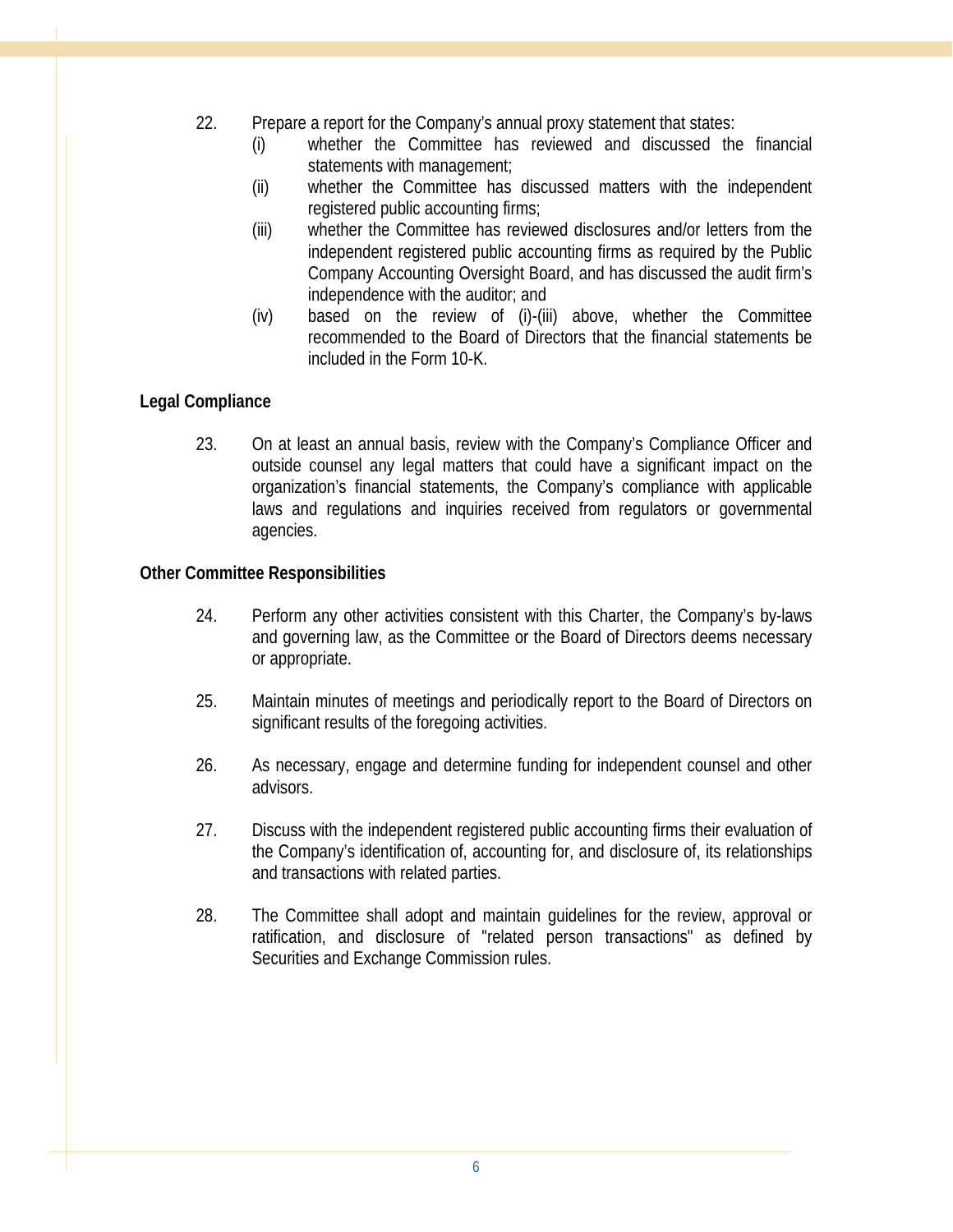22. Prepare a report for the Company's annual proxy statement that states:
    (i) whether the Committee has reviewed and discussed the financial statements with management;
    (ii) whether the Committee has discussed matters with the independent registered public accounting firms;
    (iii) whether the Committee has reviewed disclosures and/or letters from the independent registered public accounting firms as required by the Public Company Accounting Oversight Board, and has discussed the audit firm's independence with the auditor; and
    (iv) based on the review of (i)-(iii) above, whether the Committee recommended to the Board of Directors that the financial statements be included in the Form 10-K.

**Legal Compliance**

23. On at least an annual basis, review with the Company's Compliance Officer and outside counsel any legal matters that could have a significant impact on the organization's financial statements, the Company's compliance with applicable laws and regulations and inquiries received from regulators or governmental agencies.

**Other Committee Responsibilities**

24. Perform any other activities consistent with this Charter, the Company's by-laws and governing law, as the Committee or the Board of Directors deems necessary or appropriate.

25. Maintain minutes of meetings and periodically report to the Board of Directors on significant results of the foregoing activities.

26. As necessary, engage and determine funding for independent counsel and other advisors.

27. Discuss with the independent registered public accounting firms their evaluation of the Company's identification of, accounting for, and disclosure of, its relationships and transactions with related parties.

28. The Committee shall adopt and maintain guidelines for the review, approval or ratification, and disclosure of "related person transactions" as defined by Securities and Exchange Commission rules.